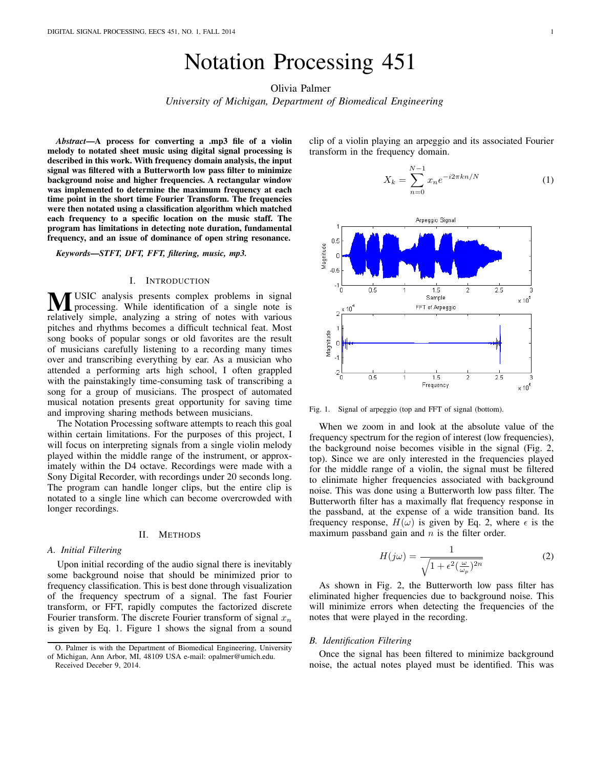# Notation Processing 451

Olivia Palmer

*University of Michigan, Department of Biomedical Engineering*

***Abstract*—A process for converting a .mp3 file of a violin melody to notated sheet music using digital signal processing is described in this work. With frequency domain analysis, the input signal was filtered with a Butterworth low pass filter to minimize background noise and higher frequencies. A rectangular window was implemented to determine the maximum frequency at each time point in the short time Fourier Transform. The frequencies were then notated using a classification algorithm which matched each frequency to a specific location on the music staff. The program has limitations in detecting note duration, fundamental frequency, and an issue of dominance of open string resonance.**

***Keywords*—STFT, DFT, FFT, filtering, music, mp3.**

## I. Introduction

MUSIC analysis presents complex problems in signal processing. While identification of a single note is relatively simple, analyzing a string of notes with various pitches and rhythms becomes a difficult technical feat. Most song books of popular songs or old favorites are the result of musicians carefully listening to a recording many times over and transcribing everything by ear. As a musician who attended a performing arts high school, I often grappled with the painstakingly time-consuming task of transcribing a song for a group of musicians. The prospect of automated musical notation presents great opportunity for saving time and improving sharing methods between musicians.

The Notation Processing software attempts to reach this goal within certain limitations. For the purposes of this project, I will focus on interpreting signals from a single violin melody played within the middle range of the instrument, or approximately within the D4 octave. Recordings were made with a Sony Digital Recorder, with recordings under 20 seconds long. The program can handle longer clips, but the entire clip is notated to a single line which can become overcrowded with longer recordings.

## II. Methods

### A. Initial Filtering

Upon initial recording of the audio signal there is inevitably some background noise that should be minimized prior to frequency classification. This is best done through visualization of the frequency spectrum of a signal. The fast Fourier transform, or FFT, rapidly computes the factorized discrete Fourier transform. The discrete Fourier transform of signal $x_n$ is given by Eq. 1. Figure 1 shows the signal from a sound clip of a violin playing an arpeggio and its associated Fourier transform in the frequency domain.

$$X_k = \sum_{n=0}^{N-1} x_n e^{-i2\pi kn/N} \tag{1}$$

Fig. 1. Signal of arpeggio (top and FFT of signal (bottom).

When we zoom in and look at the absolute value of the frequency spectrum for the region of interest (low frequencies), the background noise becomes visible in the signal (Fig. 2, top). Since we are only interested in the frequencies played for the middle range of a violin, the signal must be filtered to elinimate higher frequencies associated with background noise. This was done using a Butterworth low pass filter. The Butterworth filter has a maximally flat frequency response in the passband, at the expense of a wide transition band. Its frequency response, $H(\omega)$ is given by Eq. 2, where $\epsilon$ is the maximum passband gain and $n$ is the filter order.

$$H(j\omega) = \frac{1}{\sqrt{1 + \epsilon^2 (\frac{\omega}{\omega_p})^{2n}}} \tag{2}$$

As shown in Fig. 2, the Butterworth low pass filter has eliminated higher frequencies due to background noise. This will minimize errors when detecting the frequencies of the notes that were played in the recording.

### B. Identification Filtering

Once the signal has been filtered to minimize background noise, the actual notes played must be identified. This was

O. Palmer is with the Department of Biomedical Engineering, University of Michigan, Ann Arbor, MI, 48109 USA e-mail: opalmer@umich.edu.

Received Deceber 9, 2014.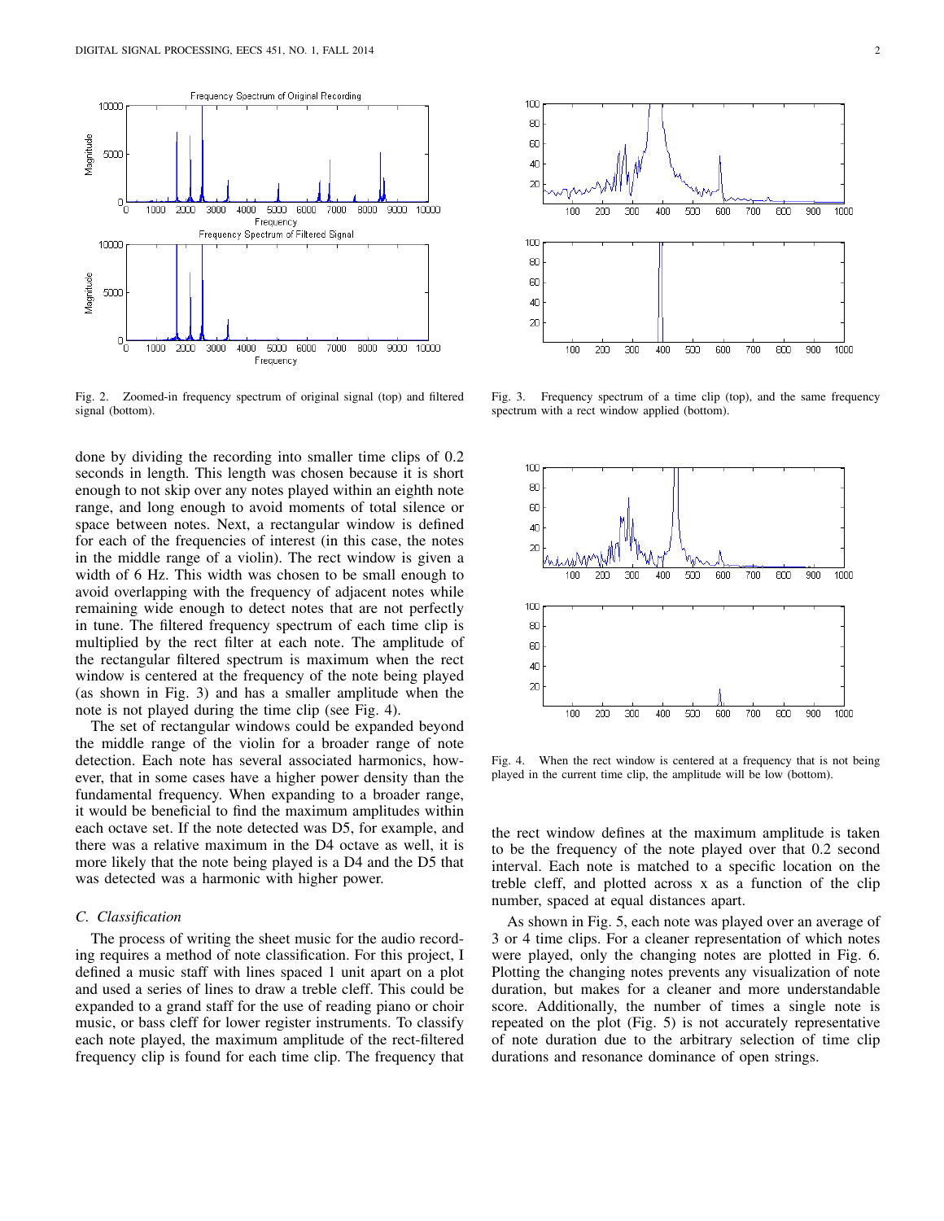Fig. 2. Zoomed-in frequency spectrum of original signal (top) and filtered signal (bottom).

Fig. 3. Frequency spectrum of a time clip (top), and the same frequency spectrum with a rect window applied (bottom).

done by dividing the recording into smaller time clips of 0.2 seconds in length. This length was chosen because it is short enough to not skip over any notes played within an eighth note range, and long enough to avoid moments of total silence or space between notes. Next, a rectangular window is defined for each of the frequencies of interest (in this case, the notes in the middle range of a violin). The rect window is given a width of 6 Hz. This width was chosen to be small enough to avoid overlapping with the frequency of adjacent notes while remaining wide enough to detect notes that are not perfectly in tune. The filtered frequency spectrum of each time clip is multiplied by the rect filter at each note. The amplitude of the rectangular filtered spectrum is maximum when the rect window is centered at the frequency of the note being played (as shown in Fig. 3) and has a smaller amplitude when the note is not played during the time clip (see Fig. 4).

The set of rectangular windows could be expanded beyond the middle range of the violin for a broader range of note detection. Each note has several associated harmonics, however, that in some cases have a higher power density than the fundamental frequency. When expanding to a broader range, it would be beneficial to find the maximum amplitudes within each octave set. If the note detected was D5, for example, and there was a relative maximum in the D4 octave as well, it is more likely that the note being played is a D4 and the D5 that was detected was a harmonic with higher power.

### C. Classification

The process of writing the sheet music for the audio recording requires a method of note classification. For this project, I defined a music staff with lines spaced 1 unit apart on a plot and used a series of lines to draw a treble cleff. This could be expanded to a grand staff for the use of reading piano or choir music, or bass cleff for lower register instruments. To classify each note played, the maximum amplitude of the rect-filtered frequency clip is found for each time clip. The frequency that the rect window defines at the maximum amplitude is taken to be the frequency of the note played over that 0.2 second interval. Each note is matched to a specific location on the treble cleff, and plotted across x as a function of the clip number, spaced at equal distances apart.

Fig. 4. When the rect window is centered at a frequency that is not being played in the current time clip, the amplitude will be low (bottom).

As shown in Fig. 5, each note was played over an average of 3 or 4 time clips. For a cleaner representation of which notes were played, only the changing notes are plotted in Fig. 6. Plotting the changing notes prevents any visualization of note duration, but makes for a cleaner and more understandable score. Additionally, the number of times a single note is repeated on the plot (Fig. 5) is not accurately representative of note duration due to the arbitrary selection of time clip durations and resonance dominance of open strings.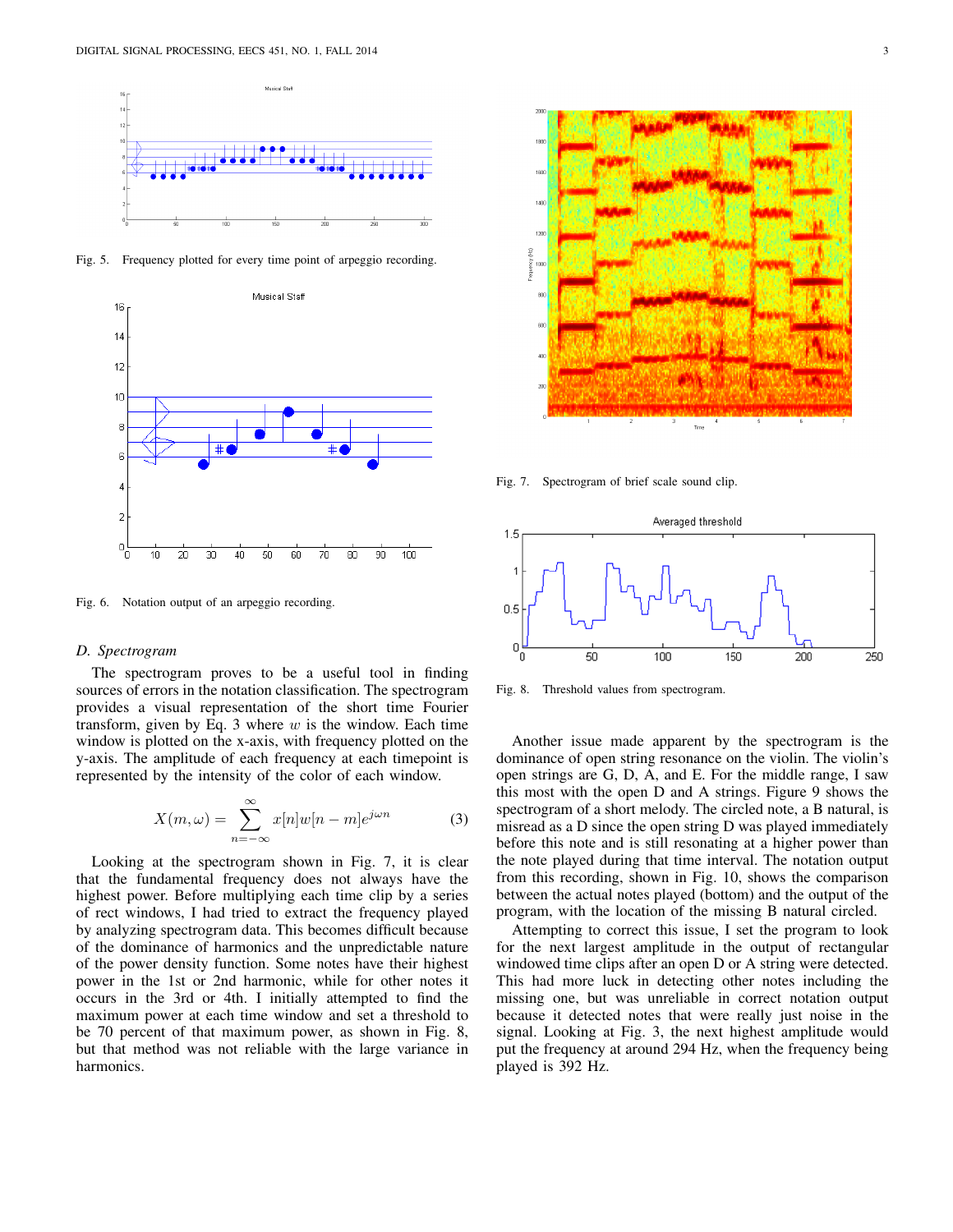Fig. 5. Frequency plotted for every time point of arpeggio recording.

Fig. 6. Notation output of an arpeggio recording.

### D. Spectrogram

The spectrogram proves to be a useful tool in finding sources of errors in the notation classification. The spectrogram provides a visual representation of the short time Fourier transform, given by Eq. 3 where $w$ is the window. Each time window is plotted on the x-axis, with frequency plotted on the y-axis. The amplitude of each frequency at each timepoint is represented by the intensity of the color of each window.

$$X(m, \omega) = \sum_{n=-\infty}^{\infty} x[n]w[n-m]e^{j\omega n} \tag{3}$$

Looking at the spectrogram shown in Fig. 7, it is clear that the fundamental frequency does not always have the highest power. Before multiplying each time clip by a series of rect windows, I had tried to extract the frequency played by analyzing spectrogram data. This becomes difficult because of the dominance of harmonics and the unpredictable nature of the power density function. Some notes have their highest power in the 1st or 2nd harmonic, while for other notes it occurs in the 3rd or 4th. I initially attempted to find the maximum power at each time window and set a threshold to be 70 percent of that maximum power, as shown in Fig. 8, but that method was not reliable with the large variance in harmonics.

Fig. 7. Spectrogram of brief scale sound clip.

Fig. 8. Threshold values from spectrogram.

Another issue made apparent by the spectrogram is the dominance of open string resonance on the violin. The violin's open strings are G, D, A, and E. For the middle range, I saw this most with the open D and A strings. Figure 9 shows the spectrogram of a short melody. The circled note, a B natural, is misread as a D since the open string D was played immediately before this note and is still resonating at a higher power than the note played during that time interval. The notation output from this recording, shown in Fig. 10, shows the comparison between the actual notes played (bottom) and the output of the program, with the location of the missing B natural circled.

Attempting to correct this issue, I set the program to look for the next largest amplitude in the output of rectangular windowed time clips after an open D or A string were detected. This had more luck in detecting other notes including the missing one, but was unreliable in correct notation output because it detected notes that were really just noise in the signal. Looking at Fig. 3, the next highest amplitude would put the frequency at around 294 Hz, when the frequency being played is 392 Hz.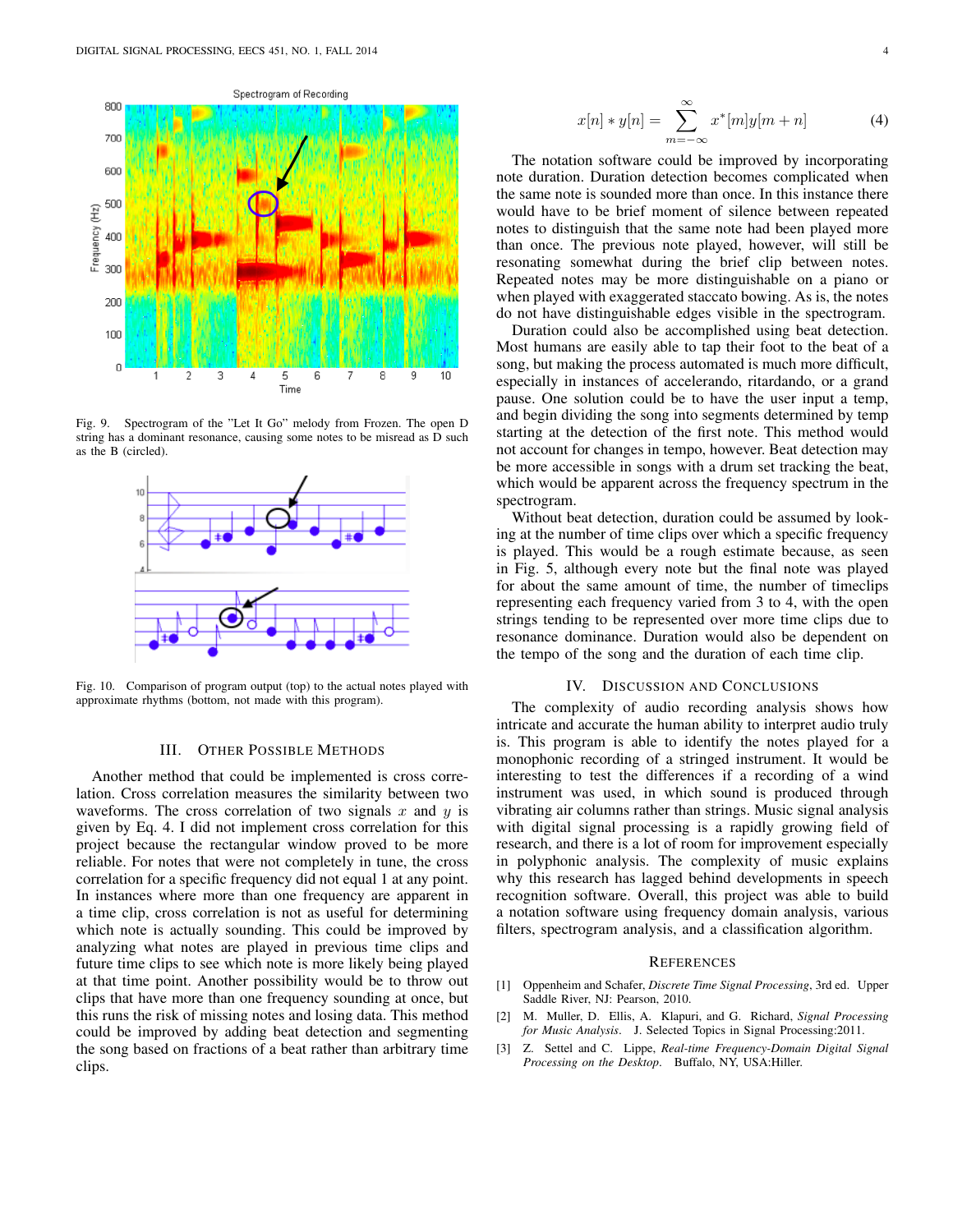Spectrogram of Recording

800
700
600
500
400
300
200
100
0

Frequency (Hz)

1 2 3 4 5 6 7 8 9 10

Time

Fig. 9. Spectrogram of the "Let It Go" melody from Frozen. The open D string has a dominant resonance, causing some notes to be misread as D such as the B (circled).

10
8
6
4

Fig. 10. Comparison of program output (top) to the actual notes played with approximate rhythms (bottom, not made with this program).

## III. Other Possible Methods

Another method that could be implemented is cross correlation. Cross correlation measures the similarity between two waveforms. The cross correlation of two signals $x$ and $y$ is given by Eq. 4. I did not implement cross correlation for this project because the rectangular window proved to be more reliable. For notes that were not completely in tune, the cross correlation for a specific frequency did not equal 1 at any point. In instances where more than one frequency are apparent in a time clip, cross correlation is not as useful for determining which note is actually sounding. This could be improved by analyzing what notes are played in previous time clips and future time clips to see which note is more likely being played at that time point. Another possibility would be to throw out clips that have more than one frequency sounding at once, but this runs the risk of missing notes and losing data. This method could be improved by adding beat detection and segmenting the song based on fractions of a beat rather than arbitrary time clips.

$$x[n] * y[n] = \sum_{m=-\infty}^{\infty} x^*[m]y[m+n] \tag{4}$$

The notation software could be improved by incorporating note duration. Duration detection becomes complicated when the same note is sounded more than once. In this instance there would have to be brief moment of silence between repeated notes to distinguish that the same note had been played more than once. The previous note played, however, will still be resonating somewhat during the brief clip between notes. Repeated notes may be more distinguishable on a piano or when played with exaggerated staccato bowing. As is, the notes do not have distinguishable edges visible in the spectrogram.

Duration could also be accomplished using beat detection. Most humans are easily able to tap their foot to the beat of a song, but making the process automated is much more difficult, especially in instances of accelerando, ritardando, or a grand pause. One solution could be to have the user input a temp, and begin dividing the song into segments determined by temp starting at the detection of the first note. This method would not account for changes in tempo, however. Beat detection may be more accessible in songs with a drum set tracking the beat, which would be apparent across the frequency spectrum in the spectrogram.

Without beat detection, duration could be assumed by looking at the number of time clips over which a specific frequency is played. This would be a rough estimate because, as seen in Fig. 5, although every note but the final note was played for about the same amount of time, the number of timeclips representing each frequency varied from 3 to 4, with the open strings tending to be represented over more time clips due to resonance dominance. Duration would also be dependent on the tempo of the song and the duration of each time clip.

## IV. Discussion and Conclusions

The complexity of audio recording analysis shows how intricate and accurate the human ability to interpret audio truly is. This program is able to identify the notes played for a monophonic recording of a stringed instrument. It would be interesting to test the differences if a recording of a wind instrument was used, in which sound is produced through vibrating air columns rather than strings. Music signal analysis with digital signal processing is a rapidly growing field of research, and there is a lot of room for improvement especially in polyphonic analysis. The complexity of music explains why this research has lagged behind developments in speech recognition software. Overall, this project was able to build a notation software using frequency domain analysis, various filters, spectrogram analysis, and a classification algorithm.

## References

[1] Oppenheim and Schafer, *Discrete Time Signal Processing*, 3rd ed. Upper Saddle River, NJ: Pearson, 2010.

[2] M. Muller, D. Ellis, A. Klapuri, and G. Richard, *Signal Processing for Music Analysis*. J. Selected Topics in Signal Processing:2011.

[3] Z. Settel and C. Lippe, *Real-time Frequency-Domain Digital Signal Processing on the Desktop*. Buffalo, NY, USA:Hiller.